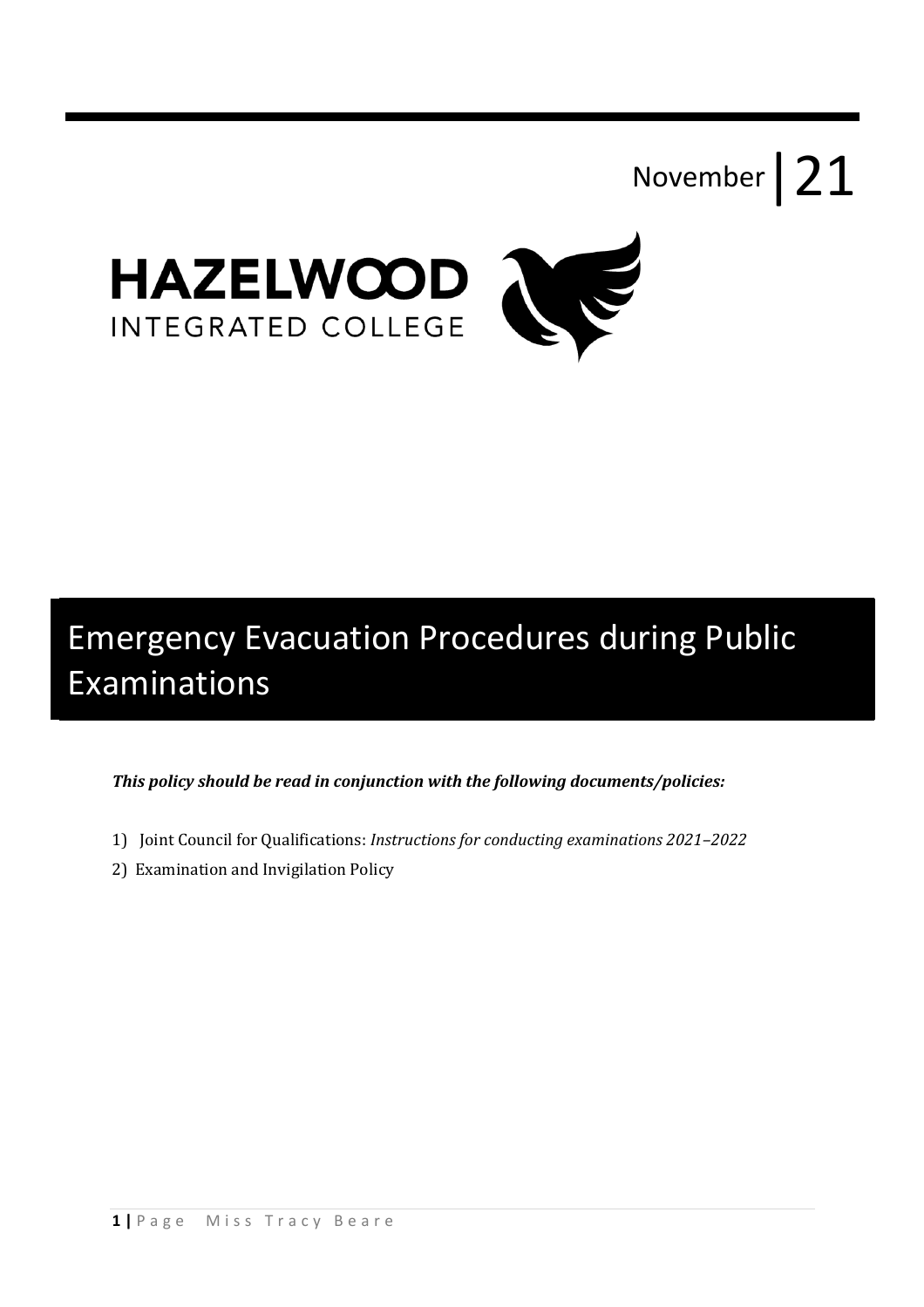November | 21

HAZELWOOD
INTEGRATED COLLEGE

# Emergency Evacuation Procedures during Public Examinations

***This policy should be read in conjunction with the following documents/policies:***

1) Joint Council for Qualifications: *Instructions for conducting examinations 2021–2022*
2) Examination and Invigilation Policy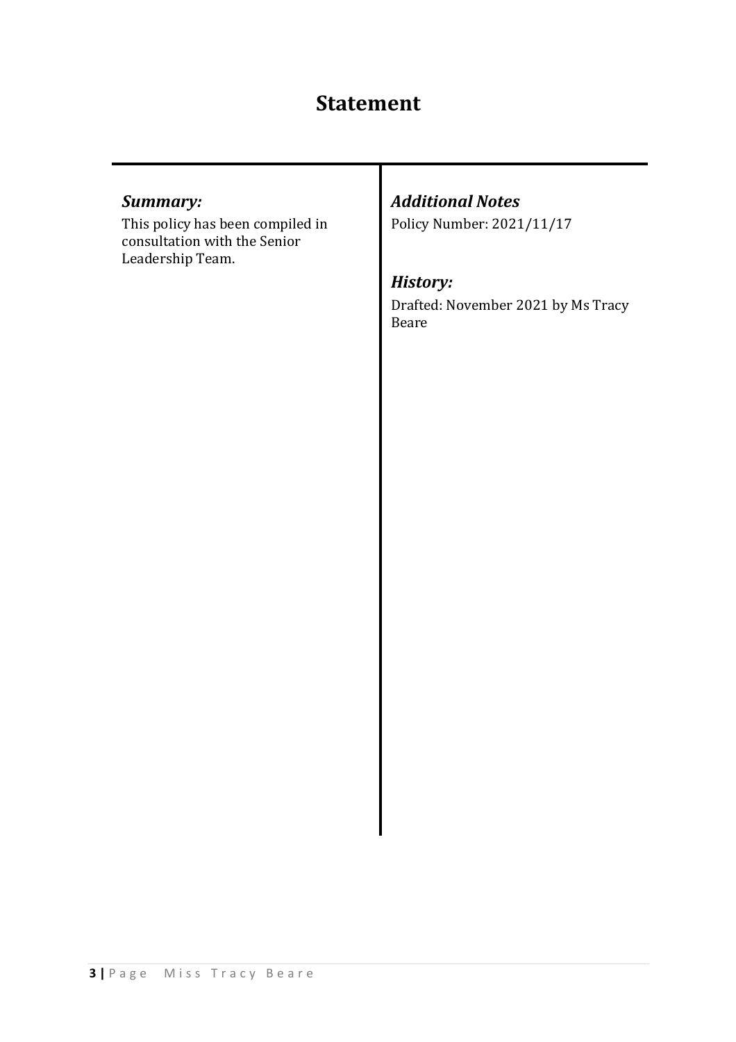# Statement

### *Summary:*

This policy has been compiled in consultation with the Senior Leadership Team.

### *Additional Notes*

Policy Number: 2021/11/17

### *History:*

Drafted: November 2021 by Ms Tracy Beare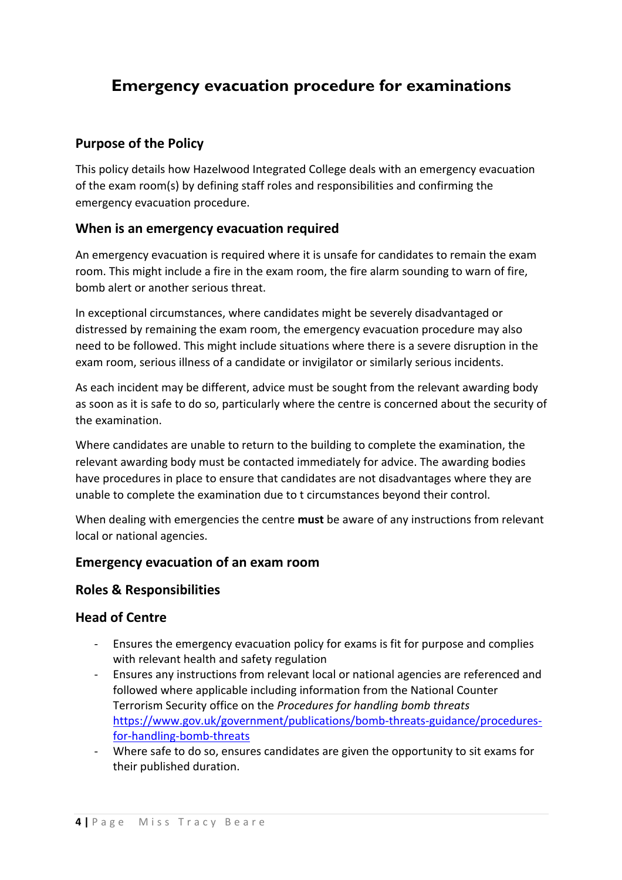# Emergency evacuation procedure for examinations

## Purpose of the Policy

This policy details how Hazelwood Integrated College deals with an emergency evacuation of the exam room(s) by defining staff roles and responsibilities and confirming the emergency evacuation procedure.

## When is an emergency evacuation required

An emergency evacuation is required where it is unsafe for candidates to remain the exam room. This might include a fire in the exam room, the fire alarm sounding to warn of fire, bomb alert or another serious threat.

In exceptional circumstances, where candidates might be severely disadvantaged or distressed by remaining the exam room, the emergency evacuation procedure may also need to be followed. This might include situations where there is a severe disruption in the exam room, serious illness of a candidate or invigilator or similarly serious incidents.

As each incident may be different, advice must be sought from the relevant awarding body as soon as it is safe to do so, particularly where the centre is concerned about the security of the examination.

Where candidates are unable to return to the building to complete the examination, the relevant awarding body must be contacted immediately for advice. The awarding bodies have procedures in place to ensure that candidates are not disadvantages where they are unable to complete the examination due to t circumstances beyond their control.

When dealing with emergencies the centre **must** be aware of any instructions from relevant local or national agencies.

## Emergency evacuation of an exam room

## Roles & Responsibilities

## Head of Centre

- Ensures the emergency evacuation policy for exams is fit for purpose and complies with relevant health and safety regulation
- Ensures any instructions from relevant local or national agencies are referenced and followed where applicable including information from the National Counter Terrorism Security office on the *Procedures for handling bomb threats* https://www.gov.uk/government/publications/bomb-threats-guidance/procedures-for-handling-bomb-threats
- Where safe to do so, ensures candidates are given the opportunity to sit exams for their published duration.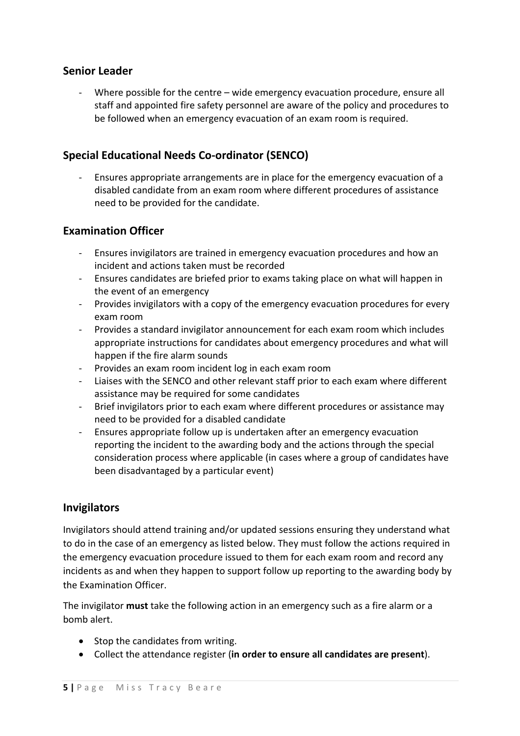## Senior Leader

- Where possible for the centre – wide emergency evacuation procedure, ensure all staff and appointed fire safety personnel are aware of the policy and procedures to be followed when an emergency evacuation of an exam room is required.

## Special Educational Needs Co-ordinator (SENCO)

- Ensures appropriate arrangements are in place for the emergency evacuation of a disabled candidate from an exam room where different procedures of assistance need to be provided for the candidate.

## Examination Officer

- Ensures invigilators are trained in emergency evacuation procedures and how an incident and actions taken must be recorded
- Ensures candidates are briefed prior to exams taking place on what will happen in the event of an emergency
- Provides invigilators with a copy of the emergency evacuation procedures for every exam room
- Provides a standard invigilator announcement for each exam room which includes appropriate instructions for candidates about emergency procedures and what will happen if the fire alarm sounds
- Provides an exam room incident log in each exam room
- Liaises with the SENCO and other relevant staff prior to each exam where different assistance may be required for some candidates
- Brief invigilators prior to each exam where different procedures or assistance may need to be provided for a disabled candidate
- Ensures appropriate follow up is undertaken after an emergency evacuation reporting the incident to the awarding body and the actions through the special consideration process where applicable (in cases where a group of candidates have been disadvantaged by a particular event)

## Invigilators

Invigilators should attend training and/or updated sessions ensuring they understand what to do in the case of an emergency as listed below. They must follow the actions required in the emergency evacuation procedure issued to them for each exam room and record any incidents as and when they happen to support follow up reporting to the awarding body by the Examination Officer.

The invigilator **must** take the following action in an emergency such as a fire alarm or a bomb alert.

- Stop the candidates from writing.
- Collect the attendance register (**in order to ensure all candidates are present**).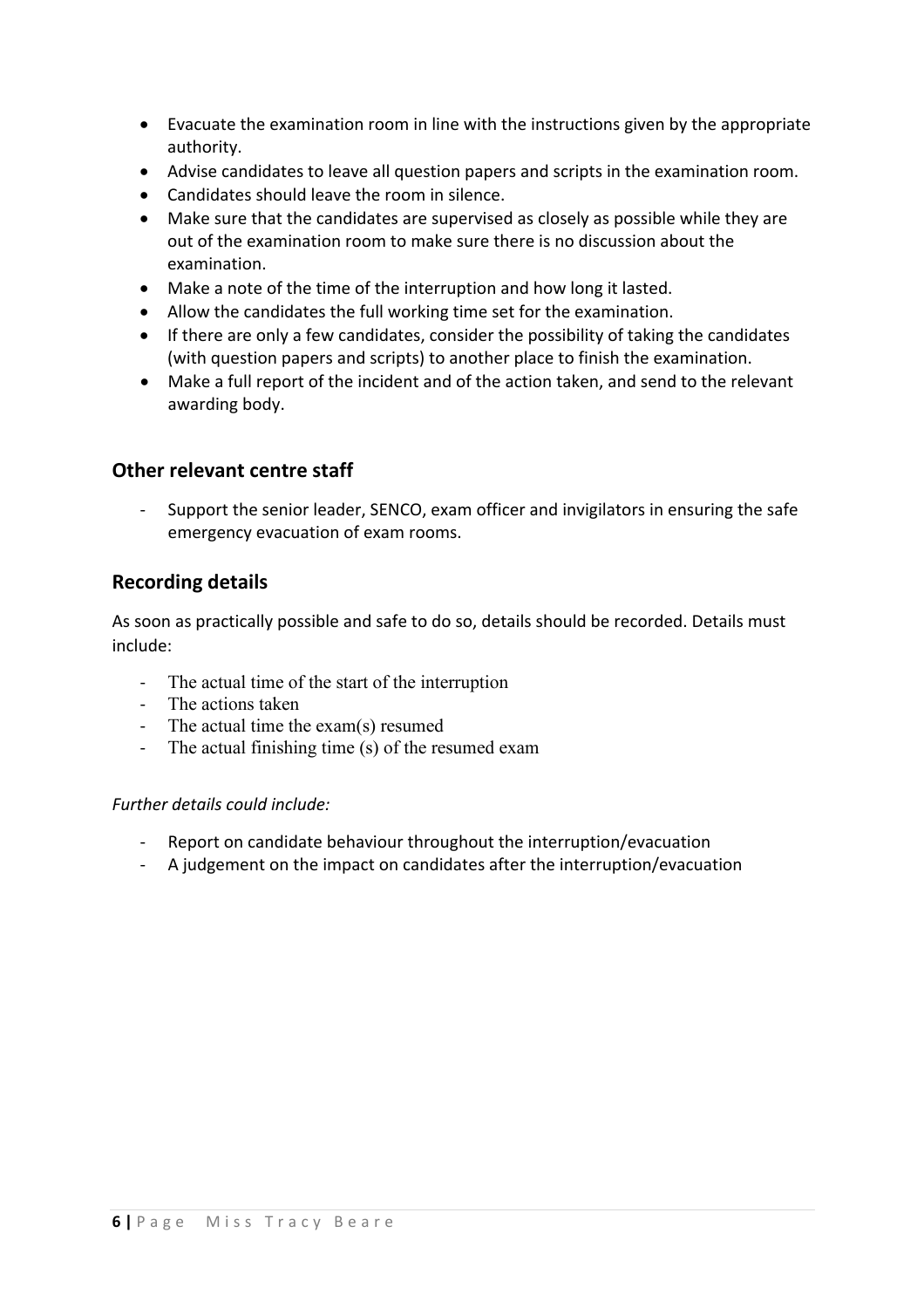- Evacuate the examination room in line with the instructions given by the appropriate authority.
- Advise candidates to leave all question papers and scripts in the examination room.
- Candidates should leave the room in silence.
- Make sure that the candidates are supervised as closely as possible while they are out of the examination room to make sure there is no discussion about the examination.
- Make a note of the time of the interruption and how long it lasted.
- Allow the candidates the full working time set for the examination.
- If there are only a few candidates, consider the possibility of taking the candidates (with question papers and scripts) to another place to finish the examination.
- Make a full report of the incident and of the action taken, and send to the relevant awarding body.

## Other relevant centre staff

- Support the senior leader, SENCO, exam officer and invigilators in ensuring the safe emergency evacuation of exam rooms.

## Recording details

As soon as practically possible and safe to do so, details should be recorded. Details must include:

- The actual time of the start of the interruption
- The actions taken
- The actual time the exam(s) resumed
- The actual finishing time (s) of the resumed exam

*Further details could include:*

- Report on candidate behaviour throughout the interruption/evacuation
- A judgement on the impact on candidates after the interruption/evacuation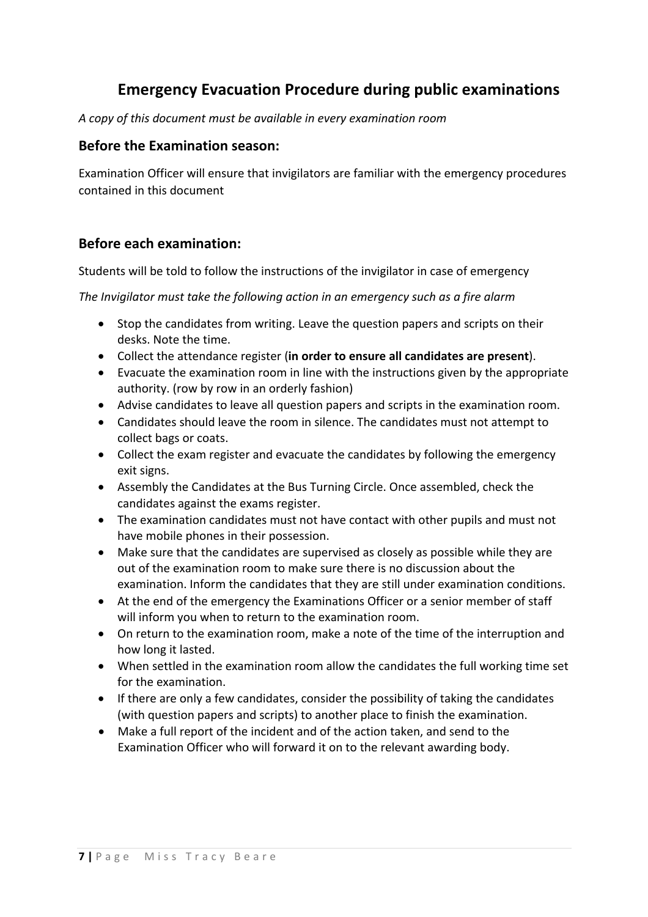# Emergency Evacuation Procedure during public examinations

*A copy of this document must be available in every examination room*

## Before the Examination season:

Examination Officer will ensure that invigilators are familiar with the emergency procedures contained in this document

## Before each examination:

Students will be told to follow the instructions of the invigilator in case of emergency

*The Invigilator must take the following action in an emergency such as a fire alarm*

- Stop the candidates from writing. Leave the question papers and scripts on their desks. Note the time.
- Collect the attendance register (**in order to ensure all candidates are present**).
- Evacuate the examination room in line with the instructions given by the appropriate authority. (row by row in an orderly fashion)
- Advise candidates to leave all question papers and scripts in the examination room.
- Candidates should leave the room in silence. The candidates must not attempt to collect bags or coats.
- Collect the exam register and evacuate the candidates by following the emergency exit signs.
- Assembly the Candidates at the Bus Turning Circle. Once assembled, check the candidates against the exams register.
- The examination candidates must not have contact with other pupils and must not have mobile phones in their possession.
- Make sure that the candidates are supervised as closely as possible while they are out of the examination room to make sure there is no discussion about the examination. Inform the candidates that they are still under examination conditions.
- At the end of the emergency the Examinations Officer or a senior member of staff will inform you when to return to the examination room.
- On return to the examination room, make a note of the time of the interruption and how long it lasted.
- When settled in the examination room allow the candidates the full working time set for the examination.
- If there are only a few candidates, consider the possibility of taking the candidates (with question papers and scripts) to another place to finish the examination.
- Make a full report of the incident and of the action taken, and send to the Examination Officer who will forward it on to the relevant awarding body.